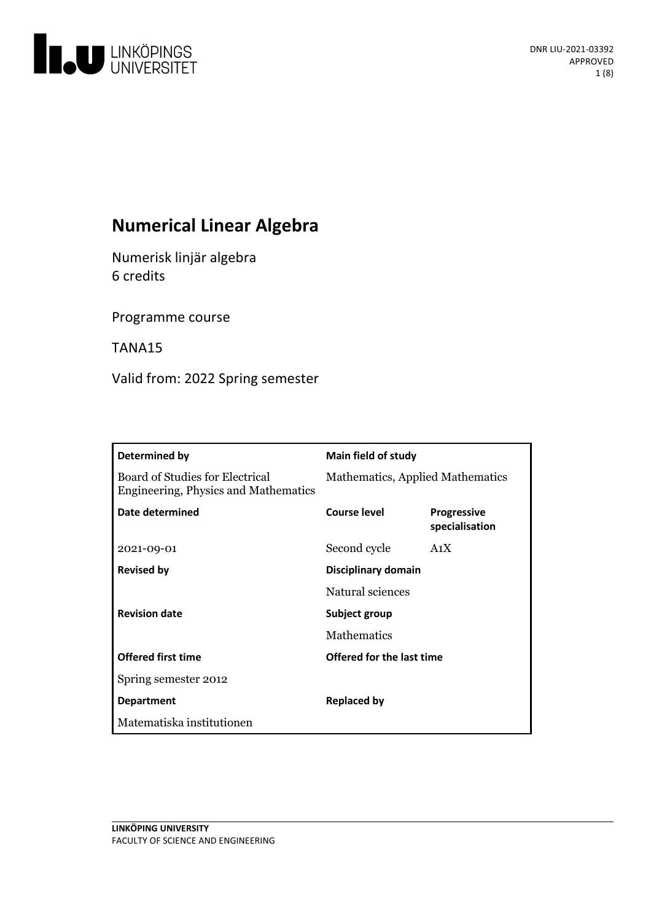DNR LIU-2021-03392
APPROVED

# Numerical Linear Algebra

Numerisk linjär algebra
6 credits

Programme course

TANA15

Valid from: 2022 Spring semester

| Determined by | Main field of study | |
|---|---|---|
| Board of Studies for Electrical Engineering, Physics and Mathematics | Mathematics, Applied Mathematics | |
| **Date determined** | **Course level** | **Progressive specialisation** |
| 2021-09-01 | Second cycle | A1X |
| **Revised by** | **Disciplinary domain** | |
| | Natural sciences | |
| **Revision date** | **Subject group** | |
| | Mathematics | |
| **Offered first time** | **Offered for the last time** | |
| Spring semester 2012 | | |
| **Department** | **Replaced by** | |
| Matematiska institutionen | | |

LINKÖPING UNIVERSITY
FACULTY OF SCIENCE AND ENGINEERING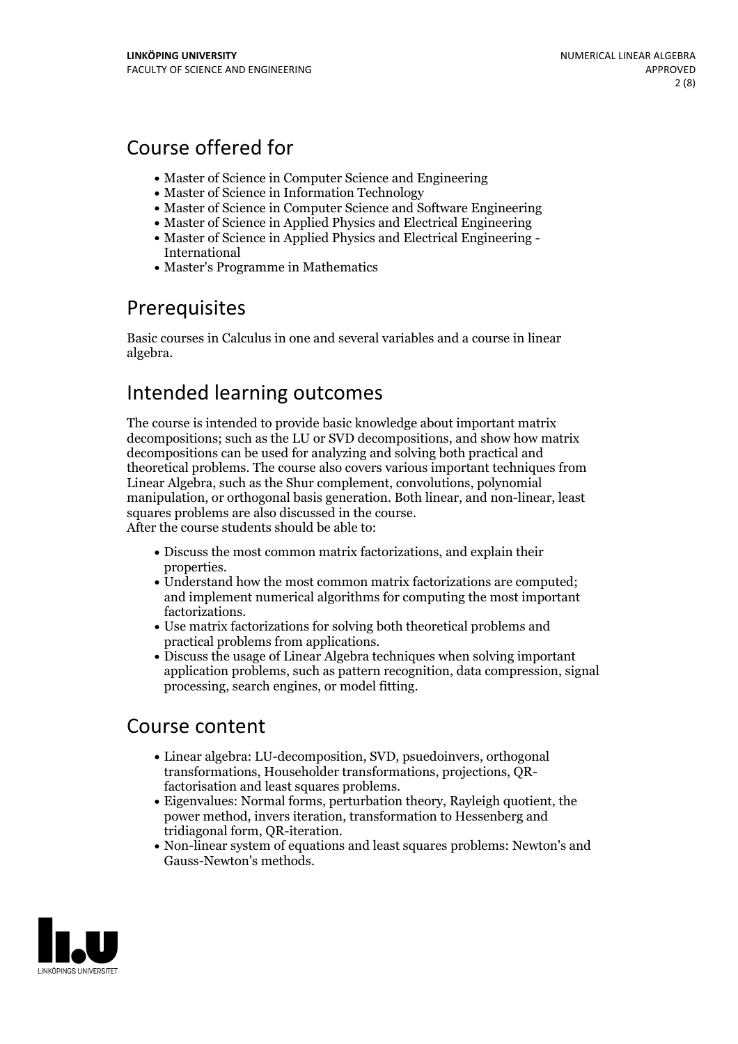## Course offered for

- Master of Science in Computer Science and Engineering
- Master of Science in Information Technology
- Master of Science in Computer Science and Software Engineering
- Master of Science in Applied Physics and Electrical Engineering
- Master of Science in Applied Physics and Electrical Engineering - International
- Master's Programme in Mathematics

## Prerequisites

Basic courses in Calculus in one and several variables and a course in linear algebra.

## Intended learning outcomes

The course is intended to provide basic knowledge about important matrix decompositions; such as the LU or SVD decompositions, and show how matrix decompositions can be used for analyzing and solving both practical and theoretical problems. The course also covers various important techniques from Linear Algebra, such as the Shur complement, convolutions, polynomial manipulation, or orthogonal basis generation. Both linear, and non-linear, least squares problems are also discussed in the course.
After the course students should be able to:

- Discuss the most common matrix factorizations, and explain their properties.
- Understand how the most common matrix factorizations are computed; and implement numerical algorithms for computing the most important factorizations.
- Use matrix factorizations for solving both theoretical problems and practical problems from applications.
- Discuss the usage of Linear Algebra techniques when solving important application problems, such as pattern recognition, data compression, signal processing, search engines, or model fitting.

## Course content

- Linear algebra: LU-decomposition, SVD, psuedoinvers, orthogonal transformations, Householder transformations, projections, QR-factorisation and least squares problems.
- Eigenvalues: Normal forms, perturbation theory, Rayleigh quotient, the power method, invers iteration, transformation to Hessenberg and tridiagonal form, QR-iteration.
- Non-linear system of equations and least squares problems: Newton's and Gauss-Newton's methods.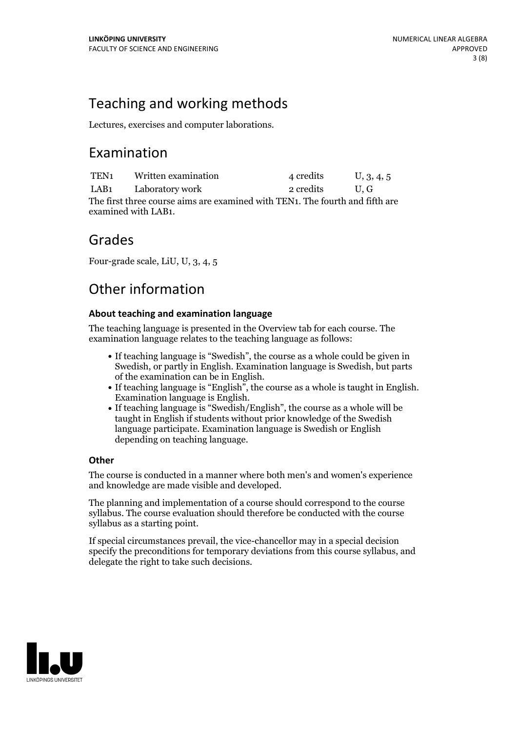## Teaching and working methods

Lectures, exercises and computer laborations.

## Examination

| | | | |
|---|---|---|---|
| TEN1 | Written examination | 4 credits | U, 3, 4, 5 |
| LAB1 | Laboratory work | 2 credits | U, G |

The first three course aims are examined with TEN1. The fourth and fifth are examined with LAB1.

## Grades

Four-grade scale, LiU, U, 3, 4, 5

## Other information

### About teaching and examination language

The teaching language is presented in the Overview tab for each course. The examination language relates to the teaching language as follows:

- If teaching language is “Swedish”, the course as a whole could be given in Swedish, or partly in English. Examination language is Swedish, but parts of the examination can be in English.
- If teaching language is “English”, the course as a whole is taught in English. Examination language is English.
- If teaching language is “Swedish/English”, the course as a whole will be taught in English if students without prior knowledge of the Swedish language participate. Examination language is Swedish or English depending on teaching language.

### Other

The course is conducted in a manner where both men's and women's experience and knowledge are made visible and developed.

The planning and implementation of a course should correspond to the course syllabus. The course evaluation should therefore be conducted with the course syllabus as a starting point.

If special circumstances prevail, the vice-chancellor may in a special decision specify the preconditions for temporary deviations from this course syllabus, and delegate the right to take such decisions.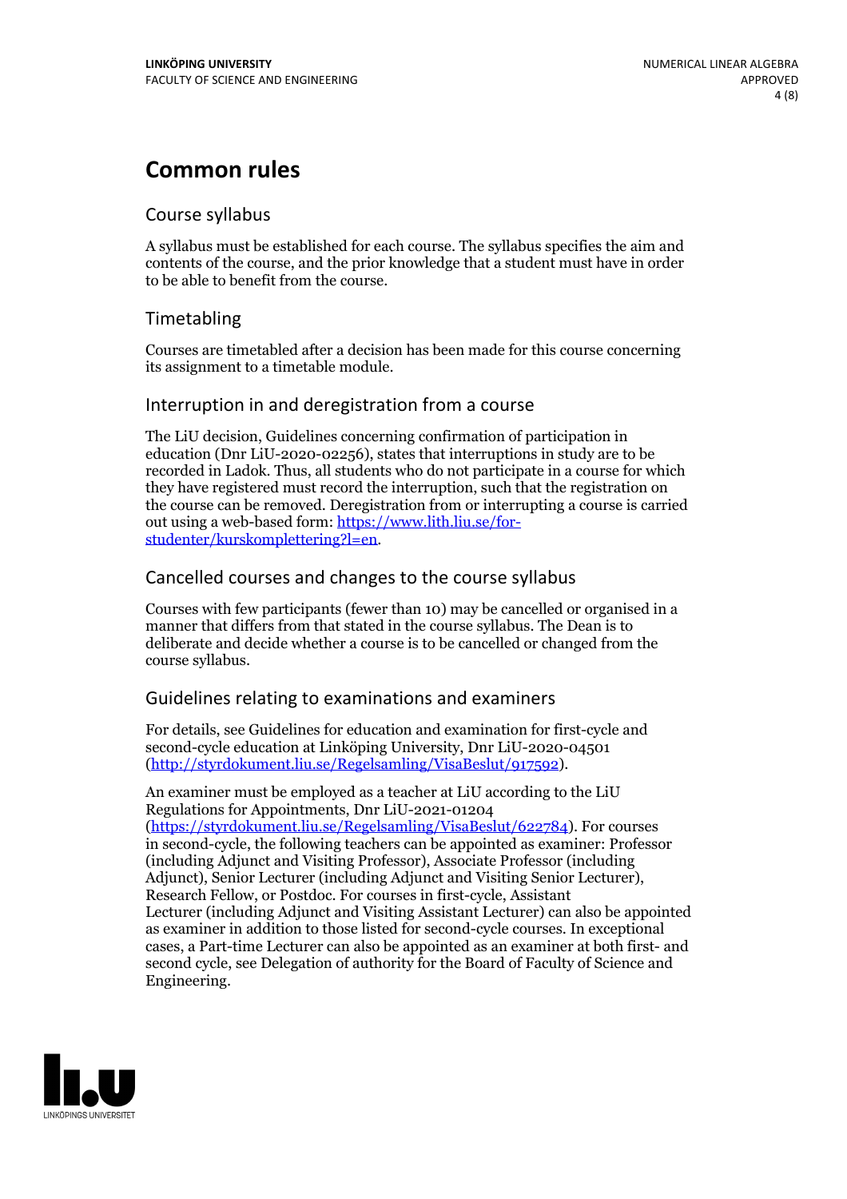# Common rules

## Course syllabus

A syllabus must be established for each course. The syllabus specifies the aim and contents of the course, and the prior knowledge that a student must have in order to be able to benefit from the course.

## Timetabling

Courses are timetabled after a decision has been made for this course concerning its assignment to a timetable module.

## Interruption in and deregistration from a course

The LiU decision, Guidelines concerning confirmation of participation in education (Dnr LiU-2020-02256), states that interruptions in study are to be recorded in Ladok. Thus, all students who do not participate in a course for which they have registered must record the interruption, such that the registration on the course can be removed. Deregistration from or interrupting a course is carried out using a web-based form: [https://www.lith.liu.se/for-studenter/kurskomplettering?l=en](https://www.lith.liu.se/for-studenter/kurskomplettering?l=en).

## Cancelled courses and changes to the course syllabus

Courses with few participants (fewer than 10) may be cancelled or organised in a manner that differs from that stated in the course syllabus. The Dean is to deliberate and decide whether a course is to be cancelled or changed from the course syllabus.

## Guidelines relating to examinations and examiners

For details, see Guidelines for education and examination for first-cycle and second-cycle education at Linköping University, Dnr LiU-2020-04501 ([http://styrdokument.liu.se/Regelsamling/VisaBeslut/917592](http://styrdokument.liu.se/Regelsamling/VisaBeslut/917592)).

An examiner must be employed as a teacher at LiU according to the LiU Regulations for Appointments, Dnr LiU-2021-01204 ([https://styrdokument.liu.se/Regelsamling/VisaBeslut/622784](https://styrdokument.liu.se/Regelsamling/VisaBeslut/622784)). For courses in second-cycle, the following teachers can be appointed as examiner: Professor (including Adjunct and Visiting Professor), Associate Professor (including Adjunct), Senior Lecturer (including Adjunct and Visiting Senior Lecturer), Research Fellow, or Postdoc. For courses in first-cycle, Assistant Lecturer (including Adjunct and Visiting Assistant Lecturer) can also be appointed as examiner in addition to those listed for second-cycle courses. In exceptional cases, a Part-time Lecturer can also be appointed as an examiner at both first- and second cycle, see Delegation of authority for the Board of Faculty of Science and Engineering.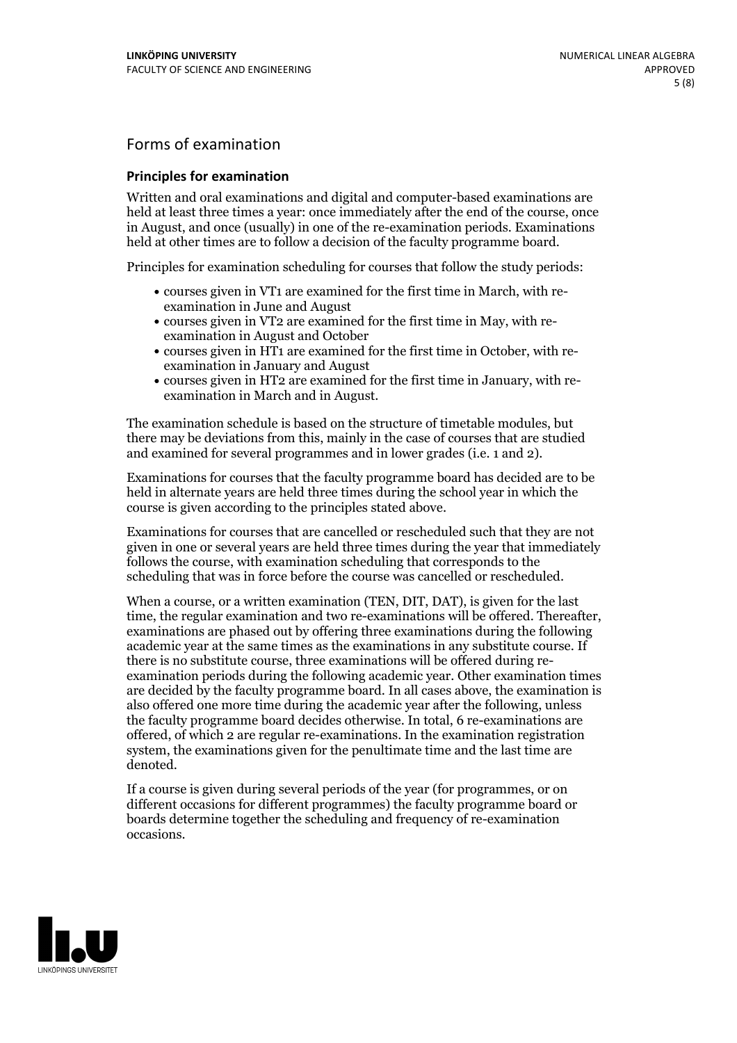## Forms of examination

### Principles for examination

Written and oral examinations and digital and computer-based examinations are held at least three times a year: once immediately after the end of the course, once in August, and once (usually) in one of the re-examination periods. Examinations held at other times are to follow a decision of the faculty programme board.

Principles for examination scheduling for courses that follow the study periods:

- courses given in VT1 are examined for the first time in March, with re-examination in June and August
- courses given in VT2 are examined for the first time in May, with re-examination in August and October
- courses given in HT1 are examined for the first time in October, with re-examination in January and August
- courses given in HT2 are examined for the first time in January, with re-examination in March and in August.

The examination schedule is based on the structure of timetable modules, but there may be deviations from this, mainly in the case of courses that are studied and examined for several programmes and in lower grades (i.e. 1 and 2).

Examinations for courses that the faculty programme board has decided are to be held in alternate years are held three times during the school year in which the course is given according to the principles stated above.

Examinations for courses that are cancelled or rescheduled such that they are not given in one or several years are held three times during the year that immediately follows the course, with examination scheduling that corresponds to the scheduling that was in force before the course was cancelled or rescheduled.

When a course, or a written examination (TEN, DIT, DAT), is given for the last time, the regular examination and two re-examinations will be offered. Thereafter, examinations are phased out by offering three examinations during the following academic year at the same times as the examinations in any substitute course. If there is no substitute course, three examinations will be offered during re-examination periods during the following academic year. Other examination times are decided by the faculty programme board. In all cases above, the examination is also offered one more time during the academic year after the following, unless the faculty programme board decides otherwise. In total, 6 re-examinations are offered, of which 2 are regular re-examinations. In the examination registration system, the examinations given for the penultimate time and the last time are denoted.

If a course is given during several periods of the year (for programmes, or on different occasions for different programmes) the faculty programme board or boards determine together the scheduling and frequency of re-examination occasions.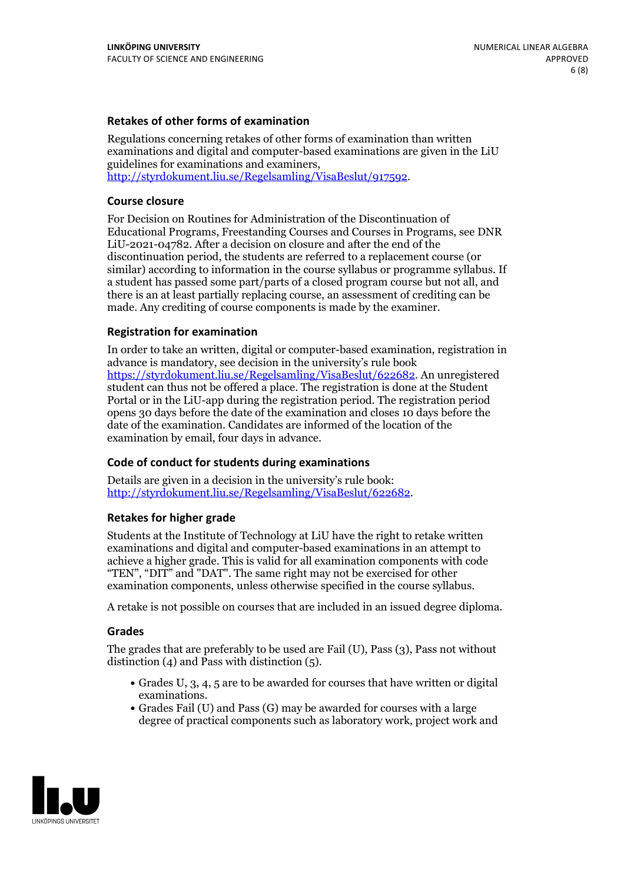### Retakes of other forms of examination

Regulations concerning retakes of other forms of examination than written examinations and digital and computer-based examinations are given in the LiU guidelines for examinations and examiners, http://styrdokument.liu.se/Regelsamling/VisaBeslut/917592.

### Course closure

For Decision on Routines for Administration of the Discontinuation of Educational Programs, Freestanding Courses and Courses in Programs, see DNR LiU-2021-04782. After a decision on closure and after the end of the discontinuation period, the students are referred to a replacement course (or similar) according to information in the course syllabus or programme syllabus. If a student has passed some part/parts of a closed program course but not all, and there is an at least partially replacing course, an assessment of crediting can be made. Any crediting of course components is made by the examiner.

### Registration for examination

In order to take an written, digital or computer-based examination, registration in advance is mandatory, see decision in the university's rule book https://styrdokument.liu.se/Regelsamling/VisaBeslut/622682. An unregistered student can thus not be offered a place. The registration is done at the Student Portal or in the LiU-app during the registration period. The registration period opens 30 days before the date of the examination and closes 10 days before the date of the examination. Candidates are informed of the location of the examination by email, four days in advance.

### Code of conduct for students during examinations

Details are given in a decision in the university's rule book: http://styrdokument.liu.se/Regelsamling/VisaBeslut/622682.

### Retakes for higher grade

Students at the Institute of Technology at LiU have the right to retake written examinations and digital and computer-based examinations in an attempt to achieve a higher grade. This is valid for all examination components with code "TEN", "DIT" and "DAT". The same right may not be exercised for other examination components, unless otherwise specified in the course syllabus.

A retake is not possible on courses that are included in an issued degree diploma.

### Grades

The grades that are preferably to be used are Fail (U), Pass (3), Pass not without distinction (4) and Pass with distinction (5).

- Grades U, 3, 4, 5 are to be awarded for courses that have written or digital examinations.
- Grades Fail (U) and Pass (G) may be awarded for courses with a large degree of practical components such as laboratory work, project work and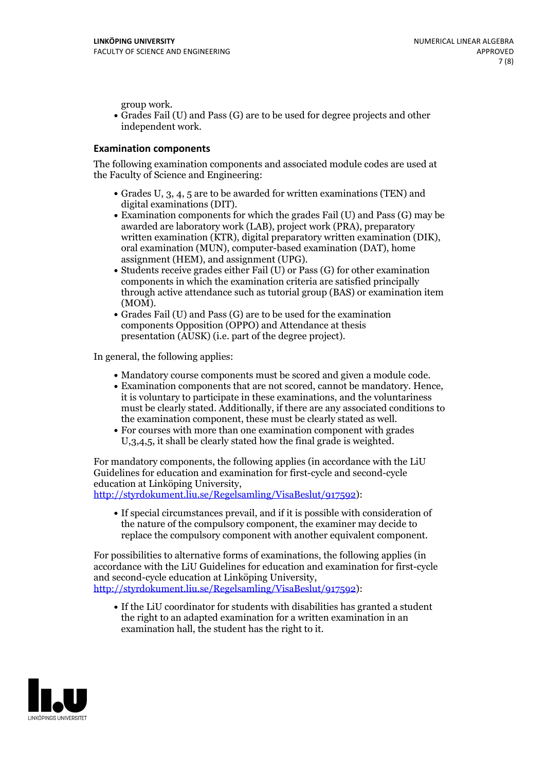group work.

- Grades Fail (U) and Pass (G) are to be used for degree projects and other independent work.

### Examination components

The following examination components and associated module codes are used at the Faculty of Science and Engineering:

- Grades U, 3, 4, 5 are to be awarded for written examinations (TEN) and digital examinations (DIT).
- Examination components for which the grades Fail (U) and Pass (G) may be awarded are laboratory work (LAB), project work (PRA), preparatory written examination (KTR), digital preparatory written examination (DIK), oral examination (MUN), computer-based examination (DAT), home assignment (HEM), and assignment (UPG).
- Students receive grades either Fail (U) or Pass (G) for other examination components in which the examination criteria are satisfied principally through active attendance such as tutorial group (BAS) or examination item (MOM).
- Grades Fail (U) and Pass (G) are to be used for the examination components Opposition (OPPO) and Attendance at thesis presentation (AUSK) (i.e. part of the degree project).

In general, the following applies:

- Mandatory course components must be scored and given a module code.
- Examination components that are not scored, cannot be mandatory. Hence, it is voluntary to participate in these examinations, and the voluntariness must be clearly stated. Additionally, if there are any associated conditions to the examination component, these must be clearly stated as well.
- For courses with more than one examination component with grades U,3,4,5, it shall be clearly stated how the final grade is weighted.

For mandatory components, the following applies (in accordance with the LiU Guidelines for education and examination for first-cycle and second-cycle education at Linköping University, [http://styrdokument.liu.se/Regelsamling/VisaBeslut/917592](http://styrdokument.liu.se/Regelsamling/VisaBeslut/917592)):

- If special circumstances prevail, and if it is possible with consideration of the nature of the compulsory component, the examiner may decide to replace the compulsory component with another equivalent component.

For possibilities to alternative forms of examinations, the following applies (in accordance with the LiU Guidelines for education and examination for first-cycle and second-cycle education at Linköping University, [http://styrdokument.liu.se/Regelsamling/VisaBeslut/917592](http://styrdokument.liu.se/Regelsamling/VisaBeslut/917592)):

- If the LiU coordinator for students with disabilities has granted a student the right to an adapted examination for a written examination in an examination hall, the student has the right to it.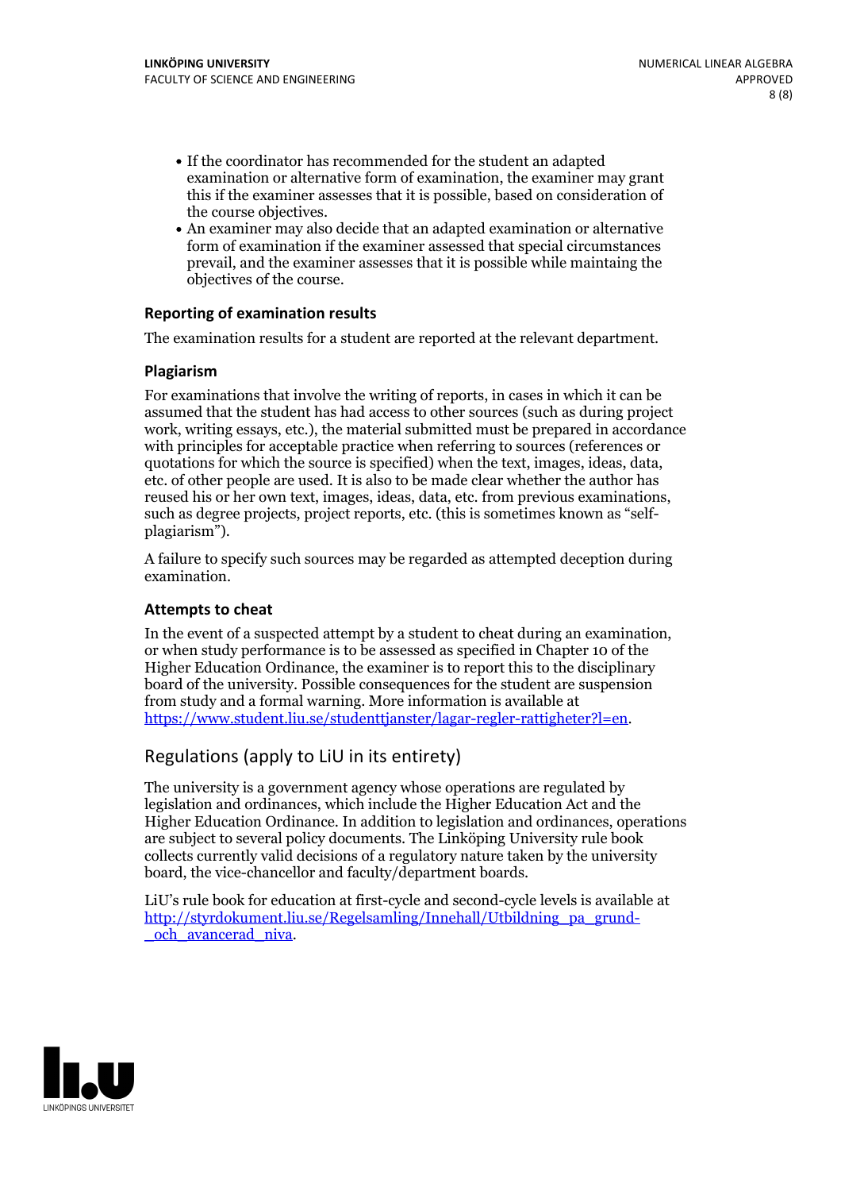- If the coordinator has recommended for the student an adapted examination or alternative form of examination, the examiner may grant this if the examiner assesses that it is possible, based on consideration of the course objectives.
- An examiner may also decide that an adapted examination or alternative form of examination if the examiner assessed that special circumstances prevail, and the examiner assesses that it is possible while maintaing the objectives of the course.

### Reporting of examination results

The examination results for a student are reported at the relevant department.

### Plagiarism

For examinations that involve the writing of reports, in cases in which it can be assumed that the student has had access to other sources (such as during project work, writing essays, etc.), the material submitted must be prepared in accordance with principles for acceptable practice when referring to sources (references or quotations for which the source is specified) when the text, images, ideas, data, etc. of other people are used. It is also to be made clear whether the author has reused his or her own text, images, ideas, data, etc. from previous examinations, such as degree projects, project reports, etc. (this is sometimes known as "self-plagiarism").

A failure to specify such sources may be regarded as attempted deception during examination.

### Attempts to cheat

In the event of a suspected attempt by a student to cheat during an examination, or when study performance is to be assessed as specified in Chapter 10 of the Higher Education Ordinance, the examiner is to report this to the disciplinary board of the university. Possible consequences for the student are suspension from study and a formal warning. More information is available at https://www.student.liu.se/studenttjanster/lagar-regler-rattigheter?l=en.

## Regulations (apply to LiU in its entirety)

The university is a government agency whose operations are regulated by legislation and ordinances, which include the Higher Education Act and the Higher Education Ordinance. In addition to legislation and ordinances, operations are subject to several policy documents. The Linköping University rule book collects currently valid decisions of a regulatory nature taken by the university board, the vice-chancellor and faculty/department boards.

LiU's rule book for education at first-cycle and second-cycle levels is available at http://styrdokument.liu.se/Regelsamling/Innehall/Utbildning_pa_grund-_och_avancerad_niva.